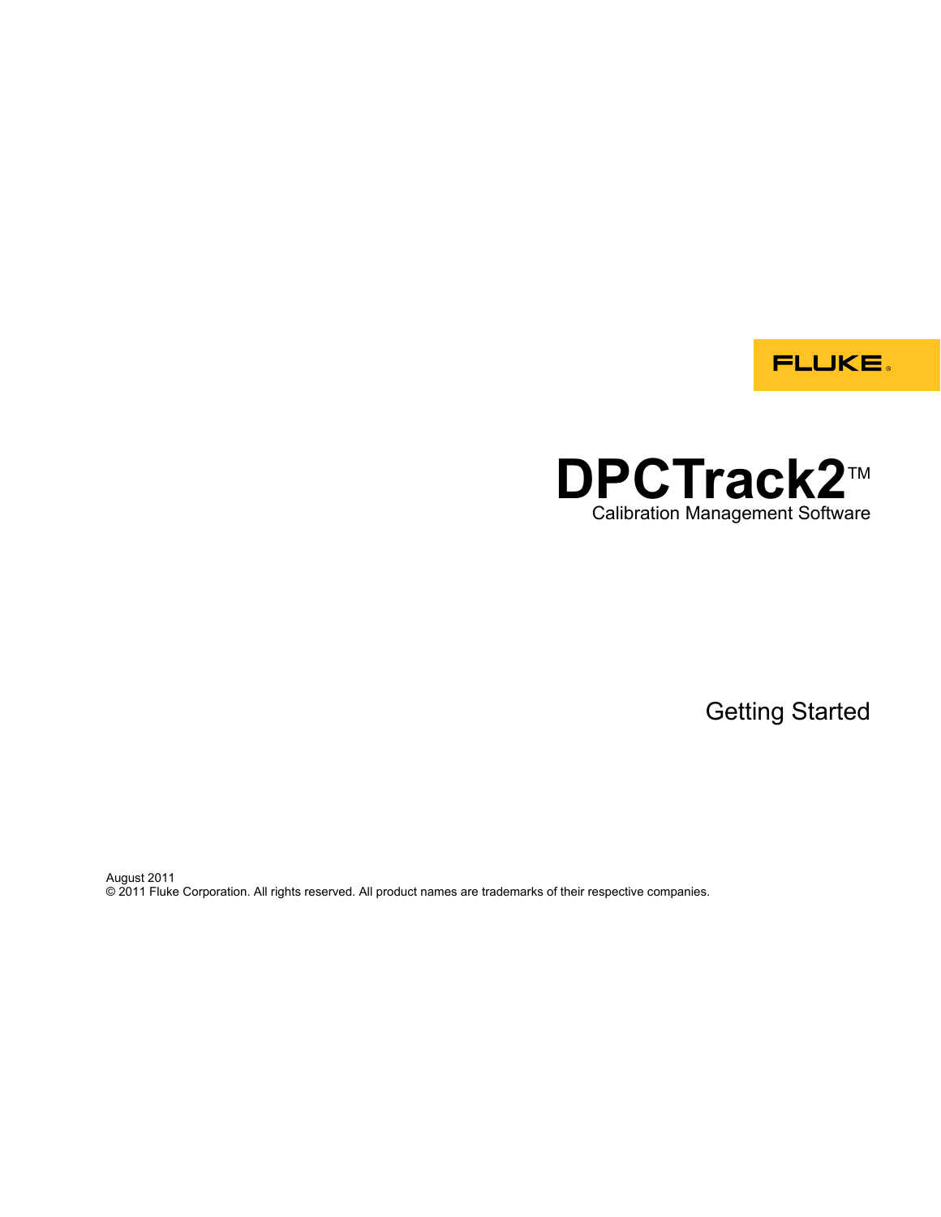FLUKE®

# DPCTrack2™

Calibration Management Software

## Getting Started

August 2011
© 2011 Fluke Corporation. All rights reserved. All product names are trademarks of their respective companies.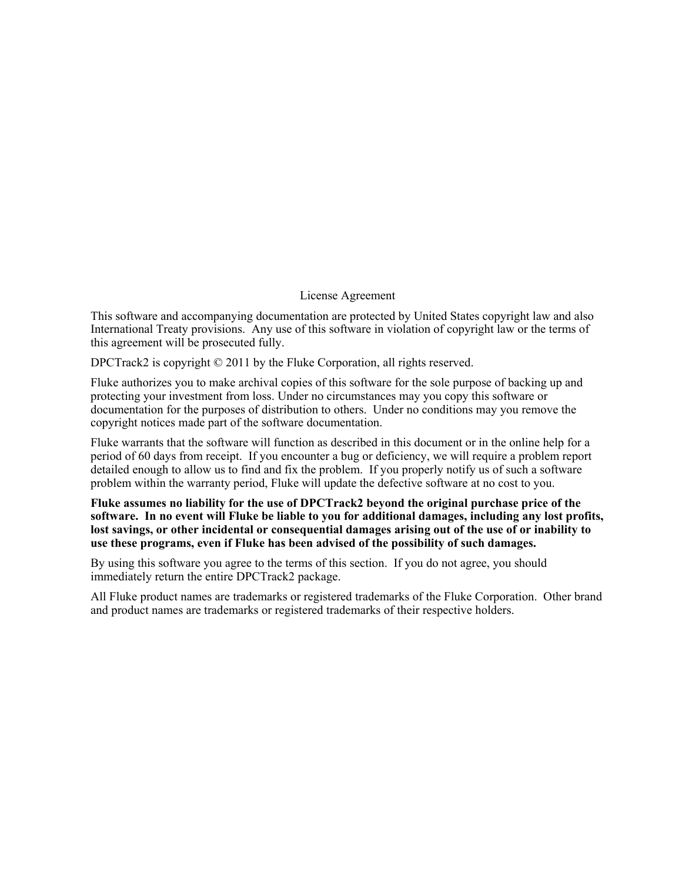## License Agreement

This software and accompanying documentation are protected by United States copyright law and also International Treaty provisions. Any use of this software in violation of copyright law or the terms of this agreement will be prosecuted fully.

DPCTrack2 is copyright © 2011 by the Fluke Corporation, all rights reserved.

Fluke authorizes you to make archival copies of this software for the sole purpose of backing up and protecting your investment from loss. Under no circumstances may you copy this software or documentation for the purposes of distribution to others. Under no conditions may you remove the copyright notices made part of the software documentation.

Fluke warrants that the software will function as described in this document or in the online help for a period of 60 days from receipt. If you encounter a bug or deficiency, we will require a problem report detailed enough to allow us to find and fix the problem. If you properly notify us of such a software problem within the warranty period, Fluke will update the defective software at no cost to you.

**Fluke assumes no liability for the use of DPCTrack2 beyond the original purchase price of the software. In no event will Fluke be liable to you for additional damages, including any lost profits, lost savings, or other incidental or consequential damages arising out of the use of or inability to use these programs, even if Fluke has been advised of the possibility of such damages.**

By using this software you agree to the terms of this section. If you do not agree, you should immediately return the entire DPCTrack2 package.

All Fluke product names are trademarks or registered trademarks of the Fluke Corporation. Other brand and product names are trademarks or registered trademarks of their respective holders.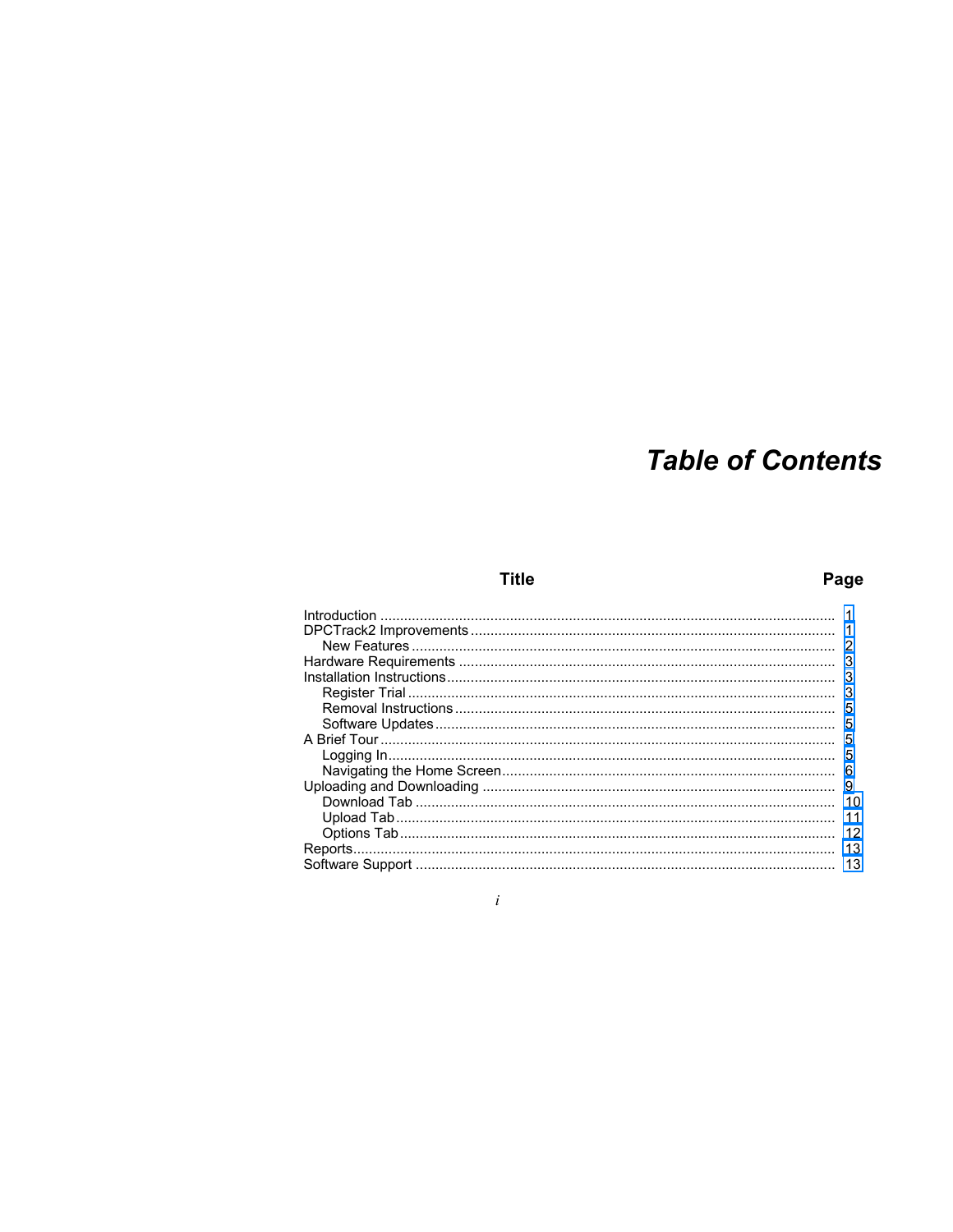# Table of Contents

| Title | Page |
| --- | --- |
| Introduction | 1 |
| DPCTrack2 Improvements | 1 |
| New Features | 2 |
| Hardware Requirements | 3 |
| Installation Instructions | 3 |
| Register Trial | 3 |
| Removal Instructions | 5 |
| Software Updates | 5 |
| A Brief Tour | 5 |
| Logging In | 5 |
| Navigating the Home Screen | 6 |
| Uploading and Downloading | 9 |
| Download Tab | 10 |
| Upload Tab | 11 |
| Options Tab | 12 |
| Reports | 13 |
| Software Support | 13 |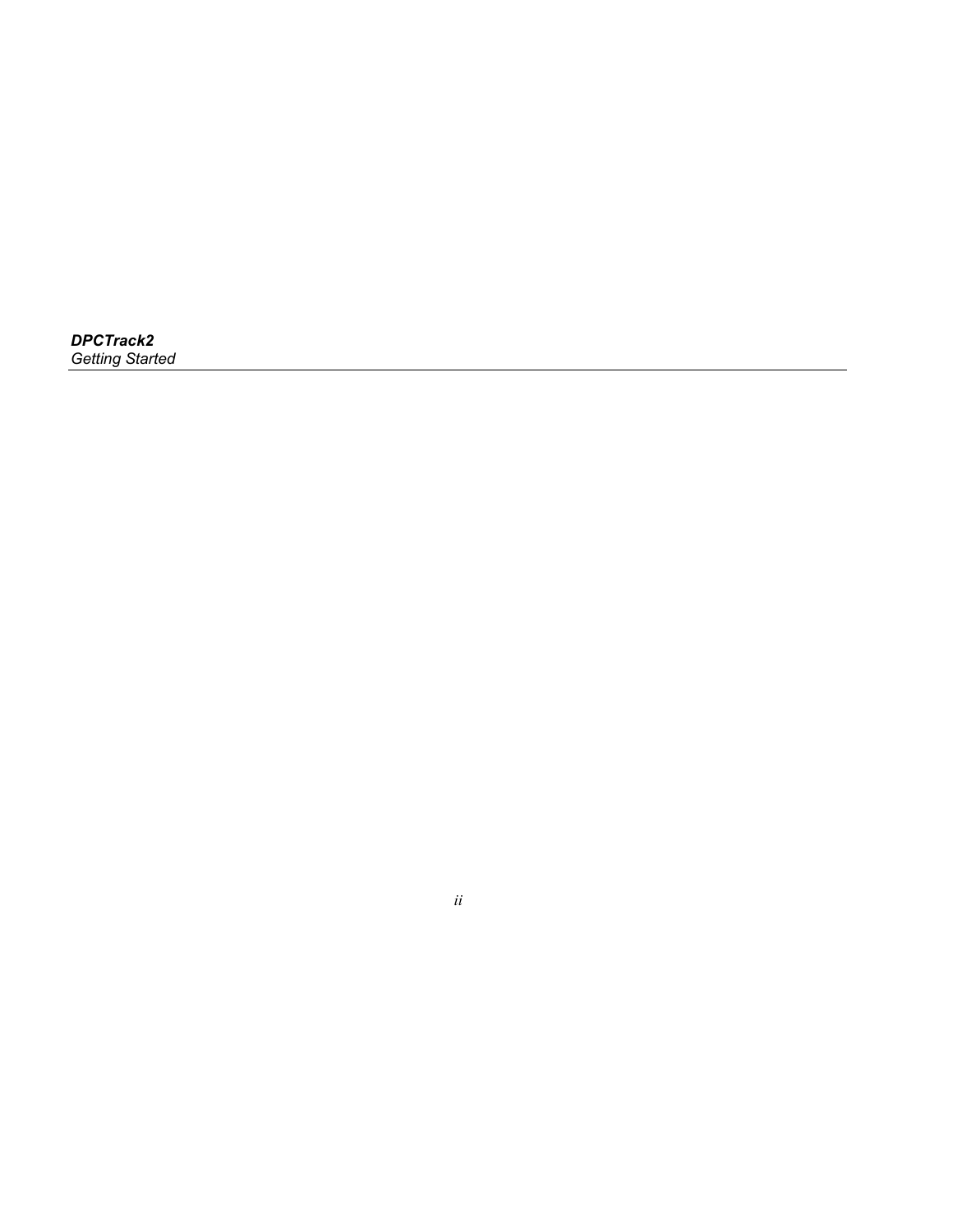***DPCTrack2***

*Getting Started*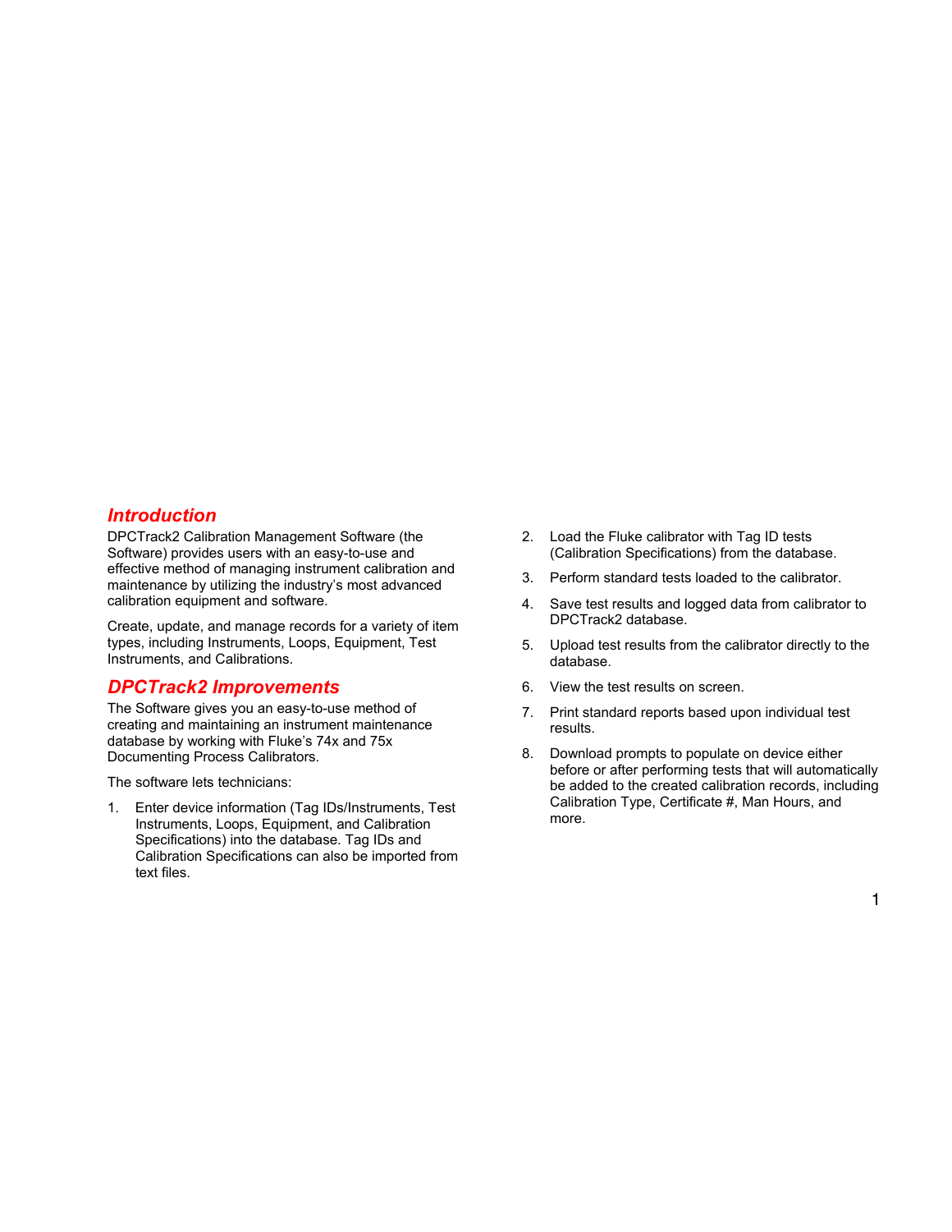## *Introduction*

DPCTrack2 Calibration Management Software (the Software) provides users with an easy-to-use and effective method of managing instrument calibration and maintenance by utilizing the industry's most advanced calibration equipment and software.

Create, update, and manage records for a variety of item types, including Instruments, Loops, Equipment, Test Instruments, and Calibrations.

## *DPCTrack2 Improvements*

The Software gives you an easy-to-use method of creating and maintaining an instrument maintenance database by working with Fluke's 74x and 75x Documenting Process Calibrators.

The software lets technicians:

1. Enter device information (Tag IDs/Instruments, Test Instruments, Loops, Equipment, and Calibration Specifications) into the database. Tag IDs and Calibration Specifications can also be imported from text files.
2. Load the Fluke calibrator with Tag ID tests (Calibration Specifications) from the database.
3. Perform standard tests loaded to the calibrator.
4. Save test results and logged data from calibrator to DPCTrack2 database.
5. Upload test results from the calibrator directly to the database.
6. View the test results on screen.
7. Print standard reports based upon individual test results.
8. Download prompts to populate on device either before or after performing tests that will automatically be added to the created calibration records, including Calibration Type, Certificate #, Man Hours, and more.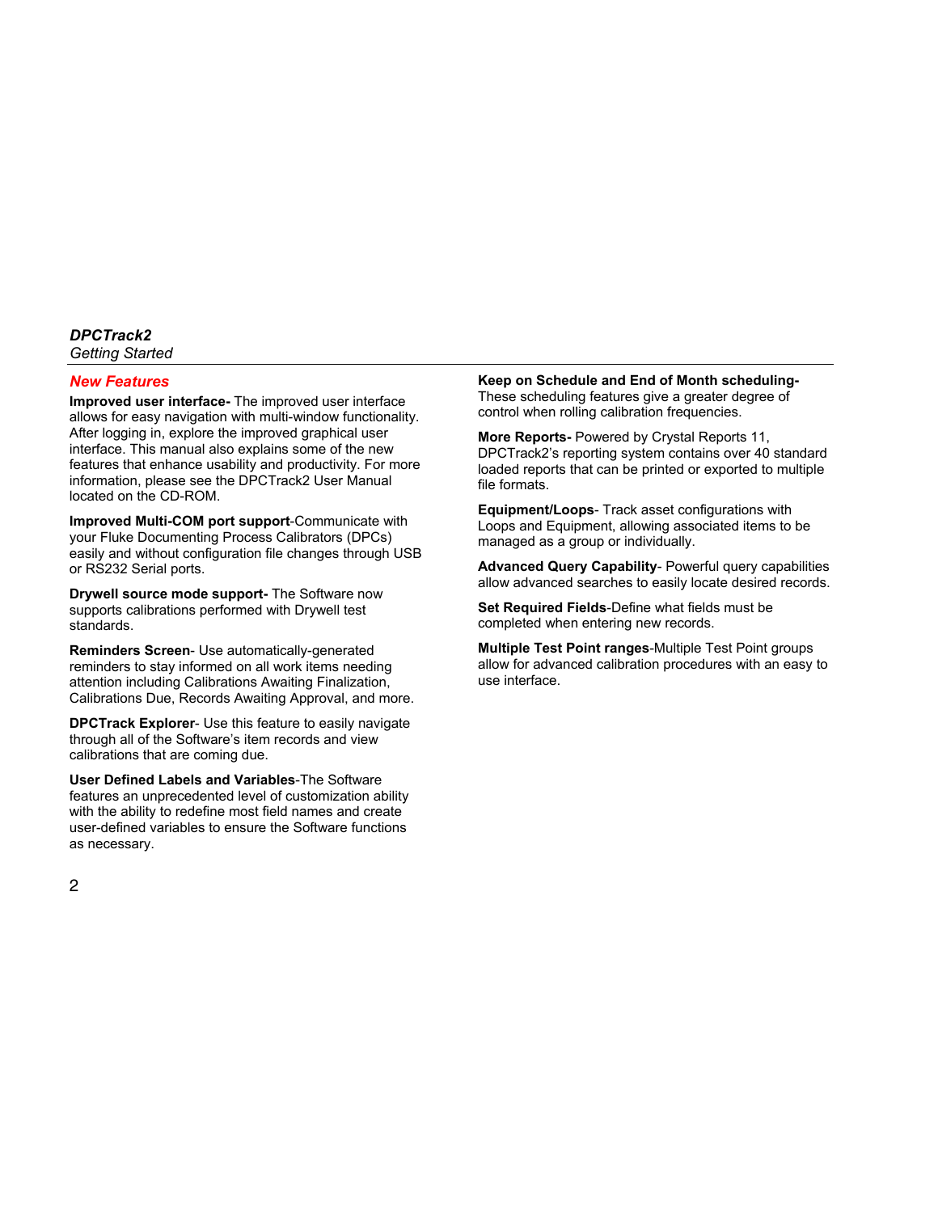## New Features

**Improved user interface-** The improved user interface allows for easy navigation with multi-window functionality. After logging in, explore the improved graphical user interface. This manual also explains some of the new features that enhance usability and productivity. For more information, please see the DPCTrack2 User Manual located on the CD-ROM.

**Improved Multi-COM port support**-Communicate with your Fluke Documenting Process Calibrators (DPCs) easily and without configuration file changes through USB or RS232 Serial ports.

**Drywell source mode support-** The Software now supports calibrations performed with Drywell test standards.

**Reminders Screen**- Use automatically-generated reminders to stay informed on all work items needing attention including Calibrations Awaiting Finalization, Calibrations Due, Records Awaiting Approval, and more.

**DPCTrack Explorer**- Use this feature to easily navigate through all of the Software's item records and view calibrations that are coming due.

**User Defined Labels and Variables**-The Software features an unprecedented level of customization ability with the ability to redefine most field names and create user-defined variables to ensure the Software functions as necessary.

**Keep on Schedule and End of Month scheduling-** These scheduling features give a greater degree of control when rolling calibration frequencies.

**More Reports-** Powered by Crystal Reports 11, DPCTrack2's reporting system contains over 40 standard loaded reports that can be printed or exported to multiple file formats.

**Equipment/Loops**- Track asset configurations with Loops and Equipment, allowing associated items to be managed as a group or individually.

**Advanced Query Capability**- Powerful query capabilities allow advanced searches to easily locate desired records.

**Set Required Fields**-Define what fields must be completed when entering new records.

**Multiple Test Point ranges**-Multiple Test Point groups allow for advanced calibration procedures with an easy to use interface.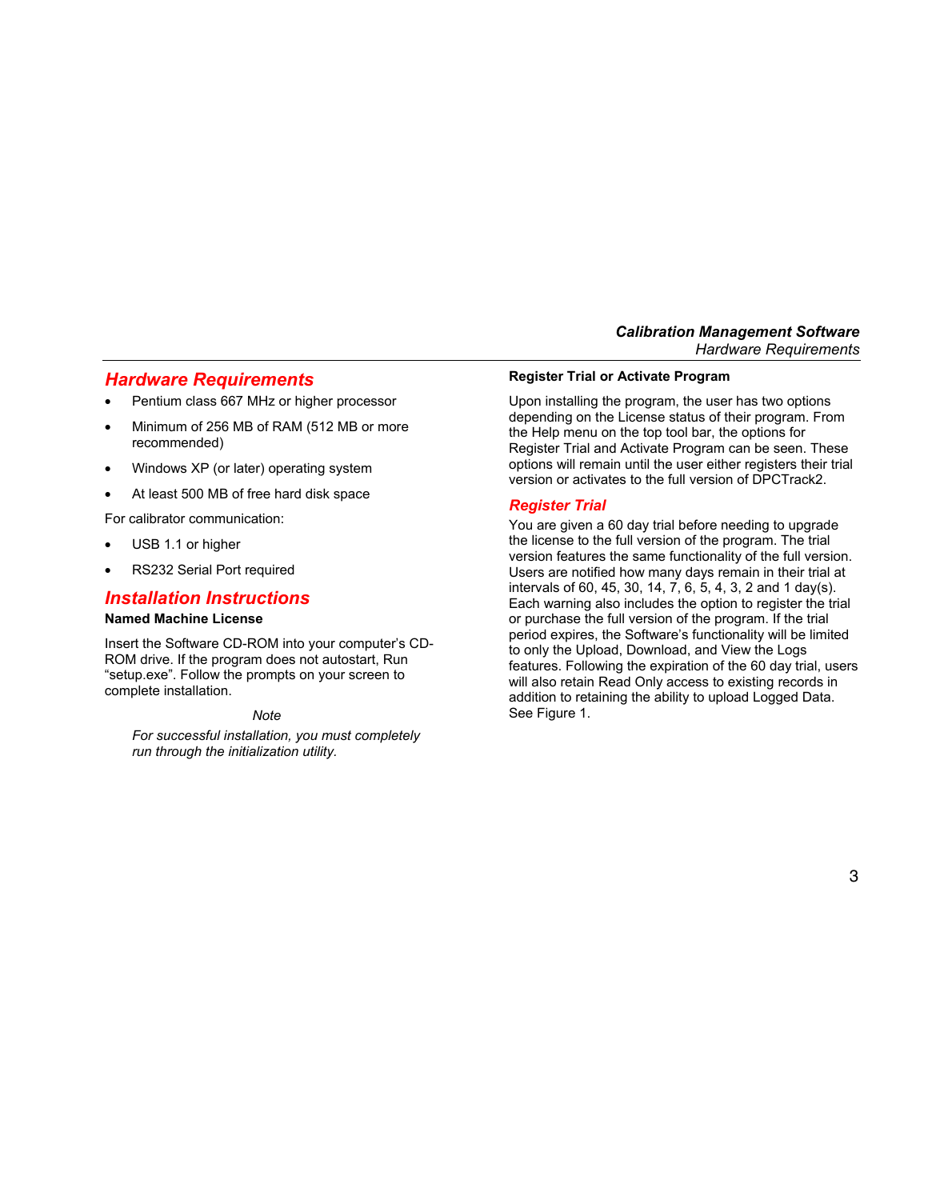## Hardware Requirements

- Pentium class 667 MHz or higher processor
- Minimum of 256 MB of RAM (512 MB or more recommended)
- Windows XP (or later) operating system
- At least 500 MB of free hard disk space

For calibrator communication:

- USB 1.1 or higher
- RS232 Serial Port required

## Installation Instructions

**Named Machine License**

Insert the Software CD-ROM into your computer's CD-ROM drive. If the program does not autostart, Run "setup.exe". Follow the prompts on your screen to complete installation.

*Note*

*For successful installation, you must completely run through the initialization utility.*

**Register Trial or Activate Program**

Upon installing the program, the user has two options depending on the License status of their program. From the Help menu on the top tool bar, the options for Register Trial and Activate Program can be seen. These options will remain until the user either registers their trial version or activates to the full version of DPCTrack2.

### Register Trial

You are given a 60 day trial before needing to upgrade the license to the full version of the program. The trial version features the same functionality of the full version. Users are notified how many days remain in their trial at intervals of 60, 45, 30, 14, 7, 6, 5, 4, 3, 2 and 1 day(s). Each warning also includes the option to register the trial or purchase the full version of the program. If the trial period expires, the Software's functionality will be limited to only the Upload, Download, and View the Logs features. Following the expiration of the 60 day trial, users will also retain Read Only access to existing records in addition to retaining the ability to upload Logged Data. See Figure 1.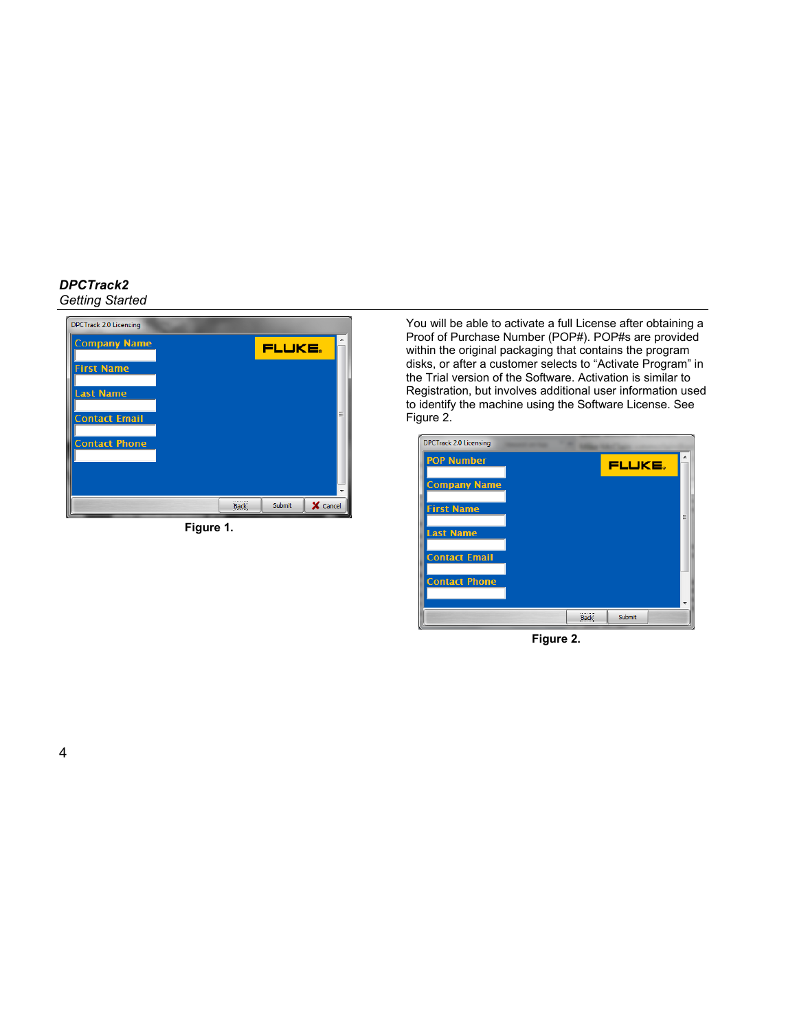Figure 1.

You will be able to activate a full License after obtaining a Proof of Purchase Number (POP#). POP#s are provided within the original packaging that contains the program disks, or after a customer selects to “Activate Program” in the Trial version of the Software. Activation is similar to Registration, but involves additional user information used to identify the machine using the Software License. See Figure 2.

Figure 2.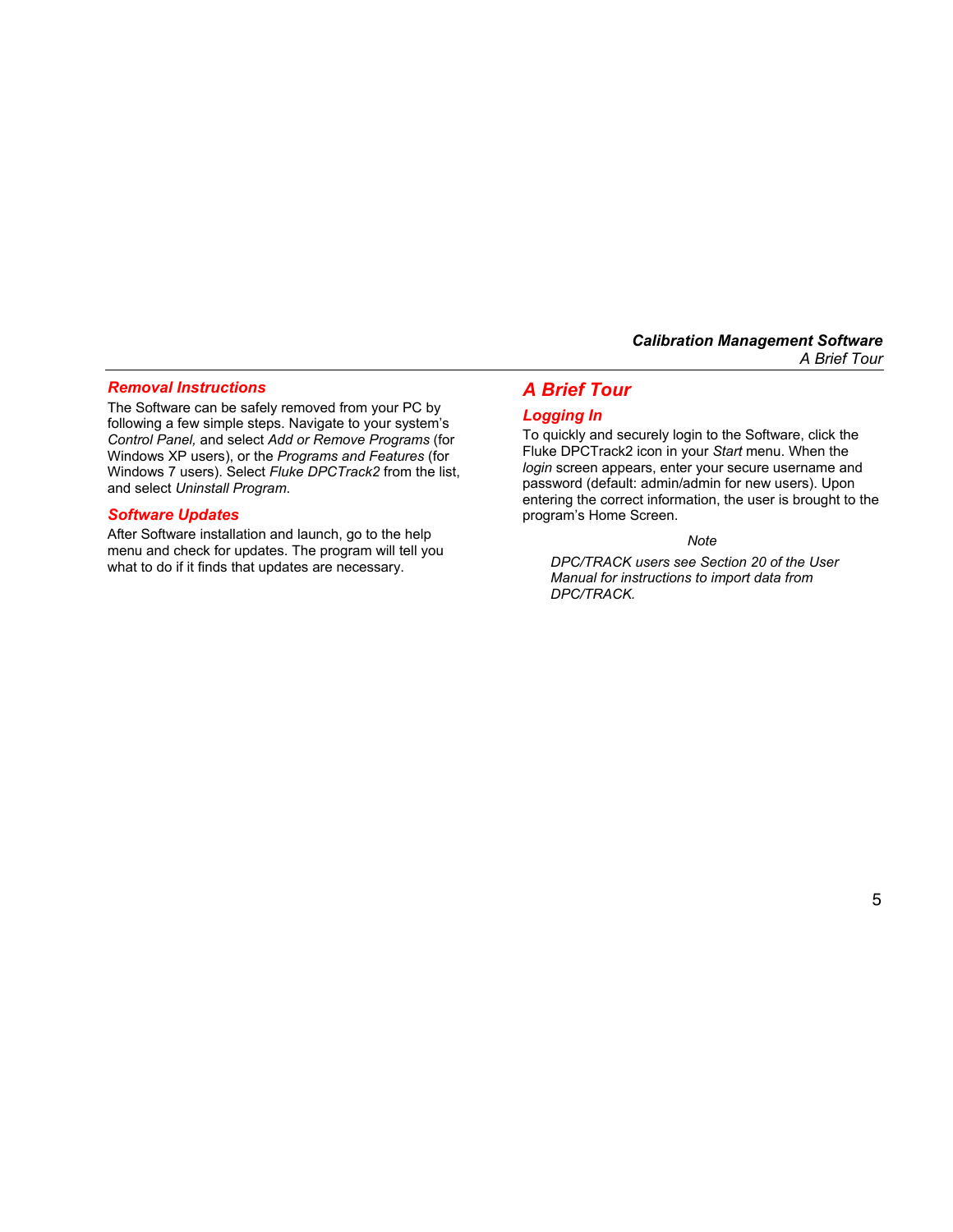### *Removal Instructions*

The Software can be safely removed from your PC by following a few simple steps. Navigate to your system's *Control Panel,* and select *Add or Remove Programs* (for Windows XP users), or the *Programs and Features* (for Windows 7 users). Select *Fluke DPCTrack2* from the list, and select *Uninstall Program*.

### *Software Updates*

After Software installation and launch, go to the help menu and check for updates. The program will tell you what to do if it finds that updates are necessary.

## *A Brief Tour*

### *Logging In*

To quickly and securely login to the Software, click the Fluke DPCTrack2 icon in your *Start* menu. When the *login* screen appears, enter your secure username and password (default: admin/admin for new users). Upon entering the correct information, the user is brought to the program's Home Screen.

*Note*

*DPC/TRACK users see Section 20 of the User Manual for instructions to import data from DPC/TRACK.*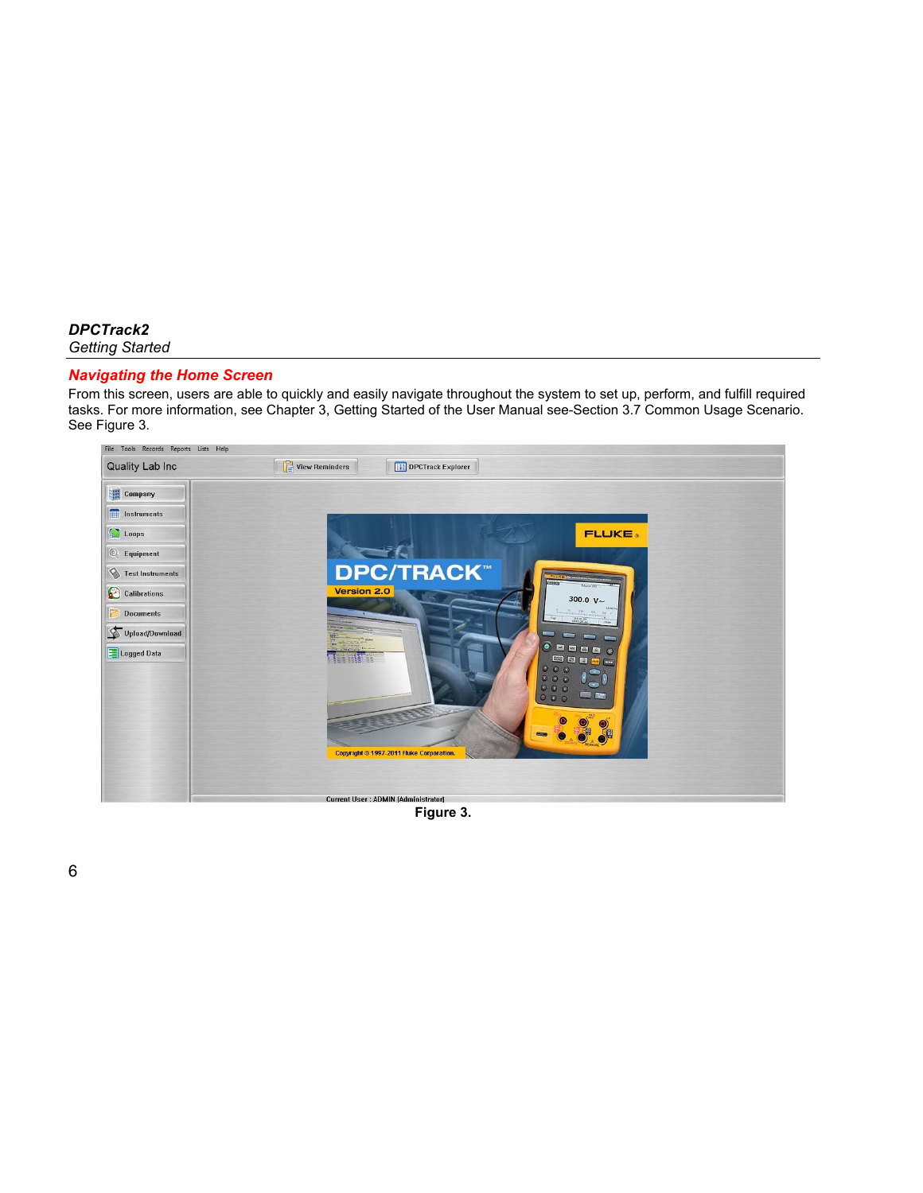## Navigating the Home Screen

From this screen, users are able to quickly and easily navigate throughout the system to set up, perform, and fulfill required tasks. For more information, see Chapter 3, Getting Started of the User Manual see-Section 3.7 Common Usage Scenario. See Figure 3.

**Figure 3.**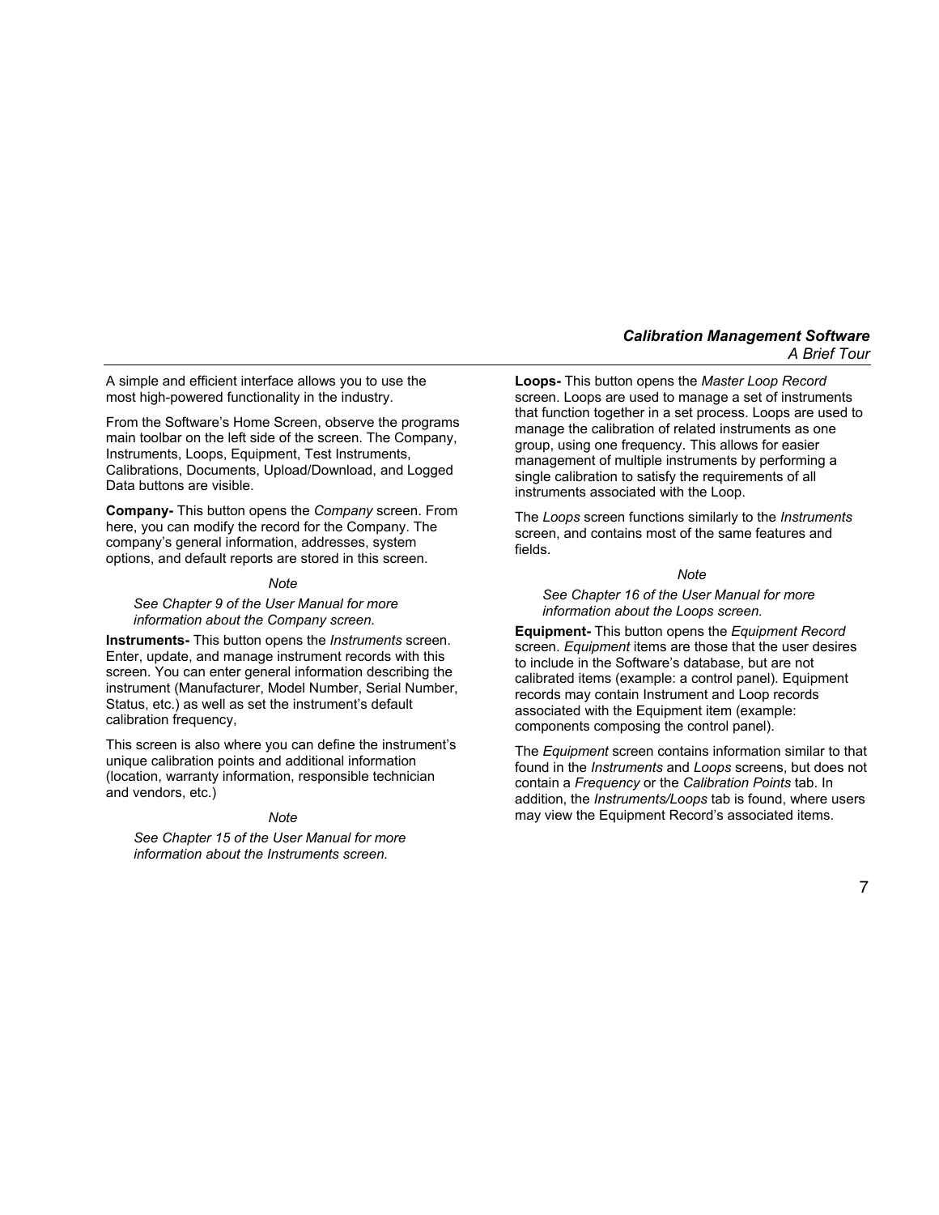A simple and efficient interface allows you to use the most high-powered functionality in the industry.

From the Software's Home Screen, observe the programs main toolbar on the left side of the screen. The Company, Instruments, Loops, Equipment, Test Instruments, Calibrations, Documents, Upload/Download, and Logged Data buttons are visible.

**Company-** This button opens the *Company* screen. From here, you can modify the record for the Company. The company's general information, addresses, system options, and default reports are stored in this screen.

*Note*

*See Chapter 9 of the User Manual for more information about the Company screen.*

**Instruments-** This button opens the *Instruments* screen. Enter, update, and manage instrument records with this screen. You can enter general information describing the instrument (Manufacturer, Model Number, Serial Number, Status, etc.) as well as set the instrument's default calibration frequency,

This screen is also where you can define the instrument's unique calibration points and additional information (location, warranty information, responsible technician and vendors, etc.)

*Note*

*See Chapter 15 of the User Manual for more information about the Instruments screen.*

**Loops-** This button opens the *Master Loop Record* screen. Loops are used to manage a set of instruments that function together in a set process. Loops are used to manage the calibration of related instruments as one group, using one frequency. This allows for easier management of multiple instruments by performing a single calibration to satisfy the requirements of all instruments associated with the Loop.

The *Loops* screen functions similarly to the *Instruments* screen, and contains most of the same features and fields.

*Note*

*See Chapter 16 of the User Manual for more information about the Loops screen.*

**Equipment-** This button opens the *Equipment Record* screen. *Equipment* items are those that the user desires to include in the Software's database, but are not calibrated items (example: a control panel). Equipment records may contain Instrument and Loop records associated with the Equipment item (example: components composing the control panel).

The *Equipment* screen contains information similar to that found in the *Instruments* and *Loops* screens, but does not contain a *Frequency* or the *Calibration Points* tab. In addition, the *Instruments/Loops* tab is found, where users may view the Equipment Record's associated items.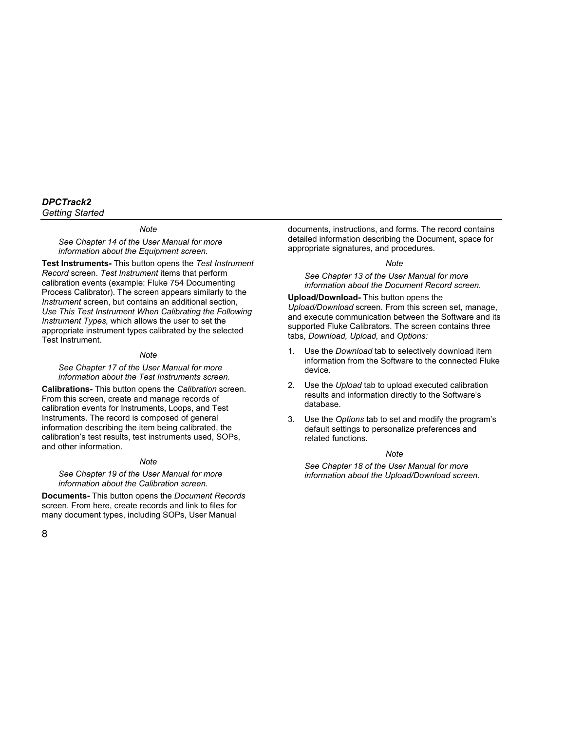*Note*

*See Chapter 14 of the User Manual for more information about the Equipment screen.*

**Test Instruments-** This button opens the *Test Instrument Record* screen. *Test Instrument* items that perform calibration events (example: Fluke 754 Documenting Process Calibrator). The screen appears similarly to the *Instrument* screen, but contains an additional section, *Use This Test Instrument When Calibrating the Following Instrument Types,* which allows the user to set the appropriate instrument types calibrated by the selected Test Instrument.

*Note*

*See Chapter 17 of the User Manual for more information about the Test Instruments screen.*

**Calibrations-** This button opens the *Calibration* screen. From this screen, create and manage records of calibration events for Instruments, Loops, and Test Instruments. The record is composed of general information describing the item being calibrated, the calibration's test results, test instruments used, SOPs, and other information.

*Note*

*See Chapter 19 of the User Manual for more information about the Calibration screen.*

**Documents-** This button opens the *Document Records* screen. From here, create records and link to files for many document types, including SOPs, User Manual documents, instructions, and forms. The record contains detailed information describing the Document, space for appropriate signatures, and procedures.

*Note*

*See Chapter 13 of the User Manual for more information about the Document Record screen.*

**Upload/Download-** This button opens the *Upload/Download* screen. From this screen set, manage, and execute communication between the Software and its supported Fluke Calibrators. The screen contains three tabs, *Download, Upload,* and *Options:*

1. Use the *Download* tab to selectively download item information from the Software to the connected Fluke device.
2. Use the *Upload* tab to upload executed calibration results and information directly to the Software's database.
3. Use the *Options* tab to set and modify the program's default settings to personalize preferences and related functions.

*Note*

*See Chapter 18 of the User Manual for more information about the Upload/Download screen.*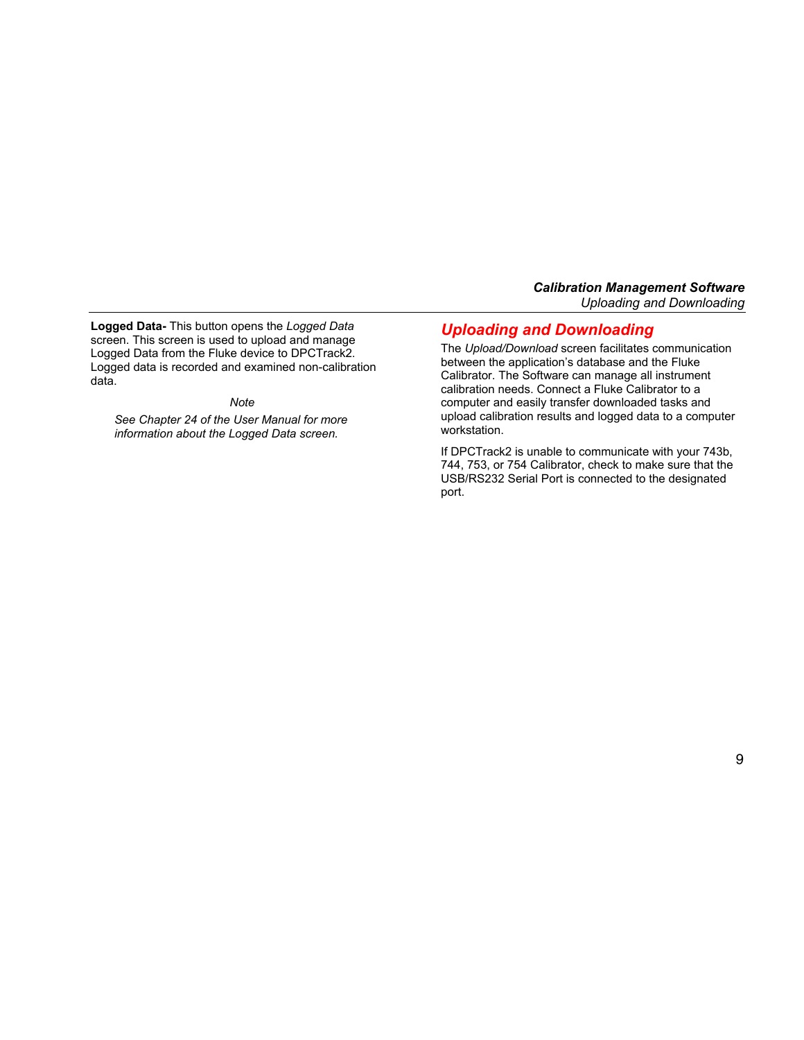**Logged Data-** This button opens the *Logged Data* screen. This screen is used to upload and manage Logged Data from the Fluke device to DPCTrack2. Logged data is recorded and examined non-calibration data.

*Note*

*See Chapter 24 of the User Manual for more information about the Logged Data screen.*

## Uploading and Downloading

The *Upload/Download* screen facilitates communication between the application's database and the Fluke Calibrator. The Software can manage all instrument calibration needs. Connect a Fluke Calibrator to a computer and easily transfer downloaded tasks and upload calibration results and logged data to a computer workstation.

If DPCTrack2 is unable to communicate with your 743b, 744, 753, or 754 Calibrator, check to make sure that the USB/RS232 Serial Port is connected to the designated port.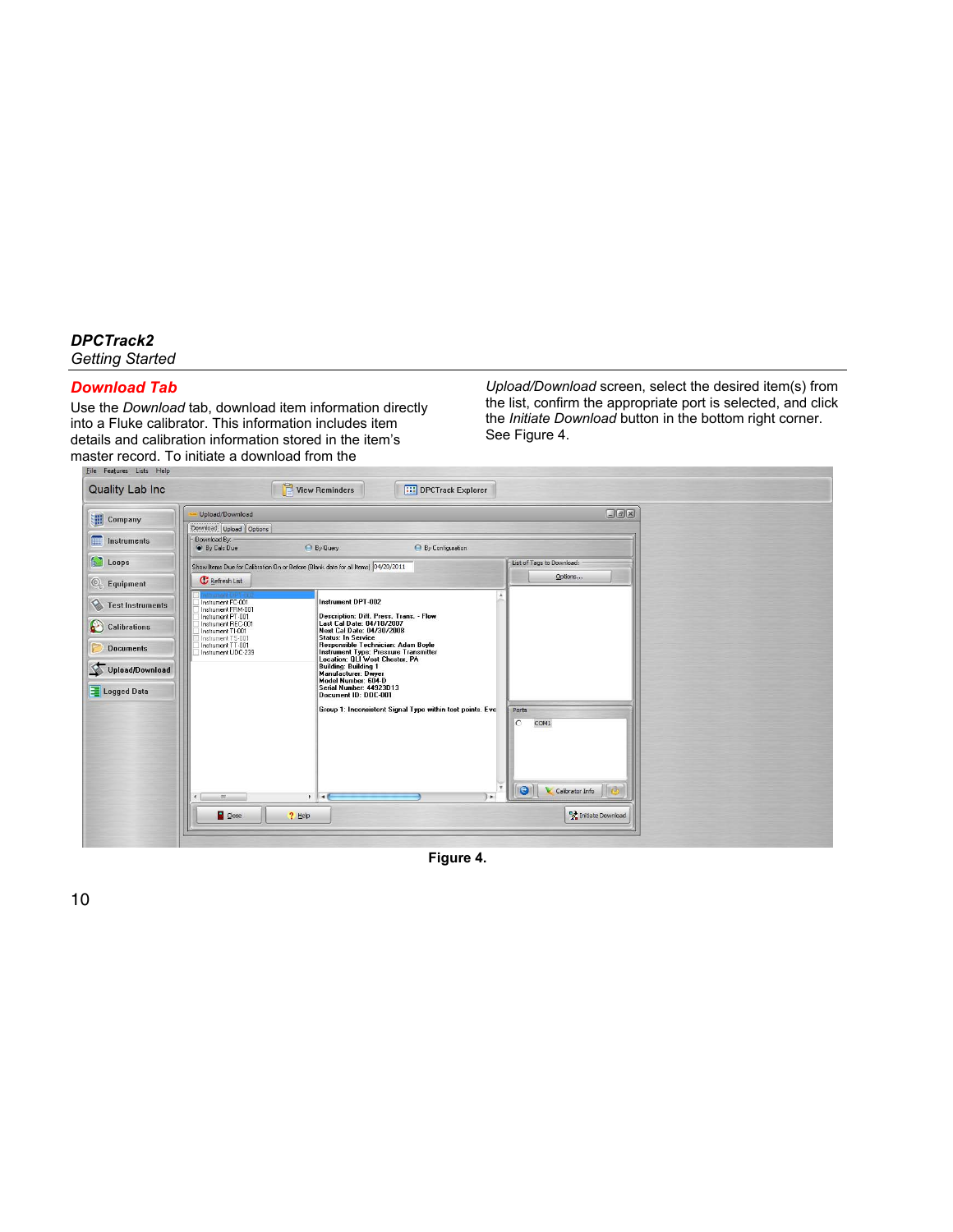## Download Tab

Use the *Download* tab, download item information directly into a Fluke calibrator. This information includes item details and calibration information stored in the item's master record. To initiate a download from the *Upload/Download* screen, select the desired item(s) from the list, confirm the appropriate port is selected, and click the *Initiate Download* button in the bottom right corner. See Figure 4.

**Figure 4.**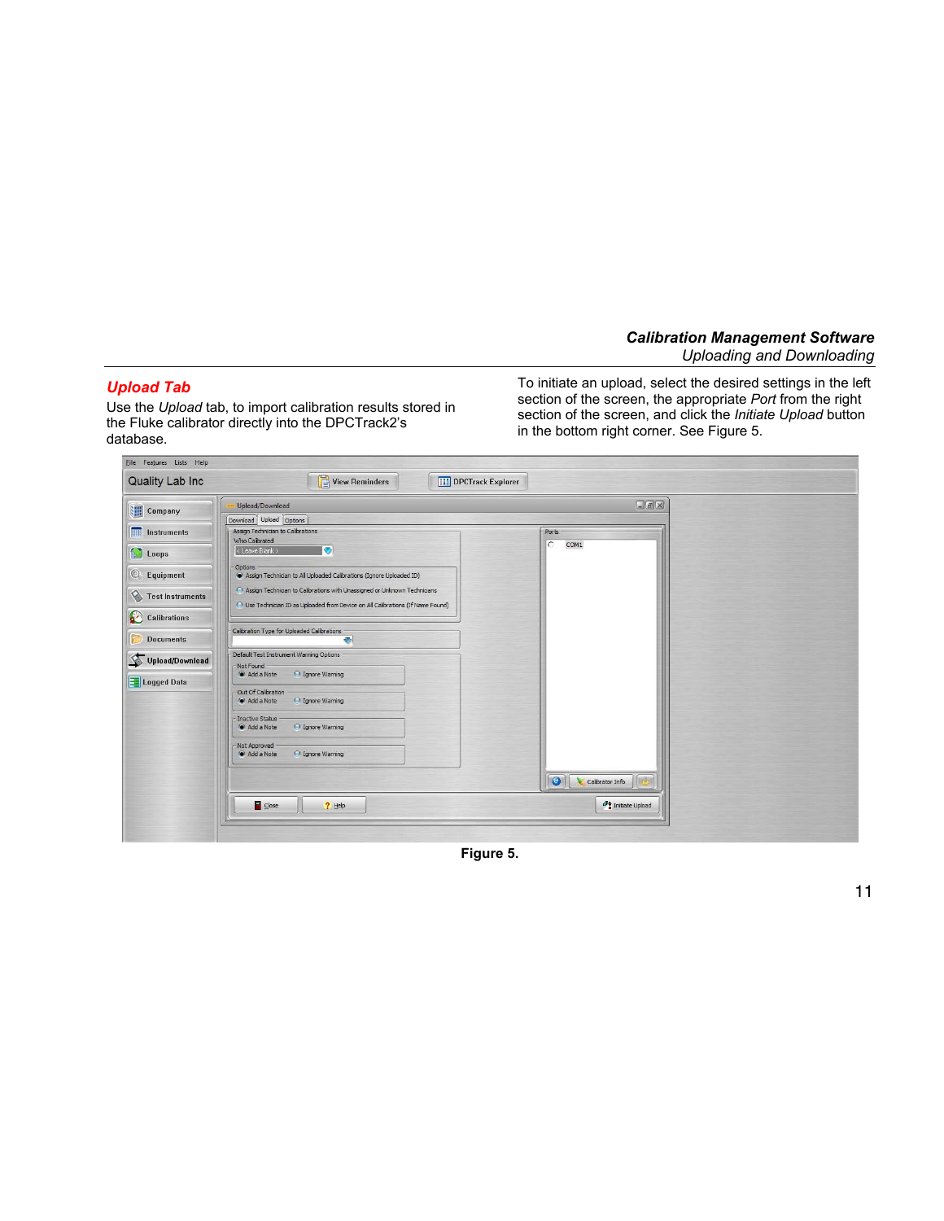## Upload Tab

Use the *Upload* tab, to import calibration results stored in the Fluke calibrator directly into the DPCTrack2's database.

To initiate an upload, select the desired settings in the left section of the screen, the appropriate *Port* from the right section of the screen, and click the *Initiate Upload* button in the bottom right corner. See Figure 5.

**Figure 5.**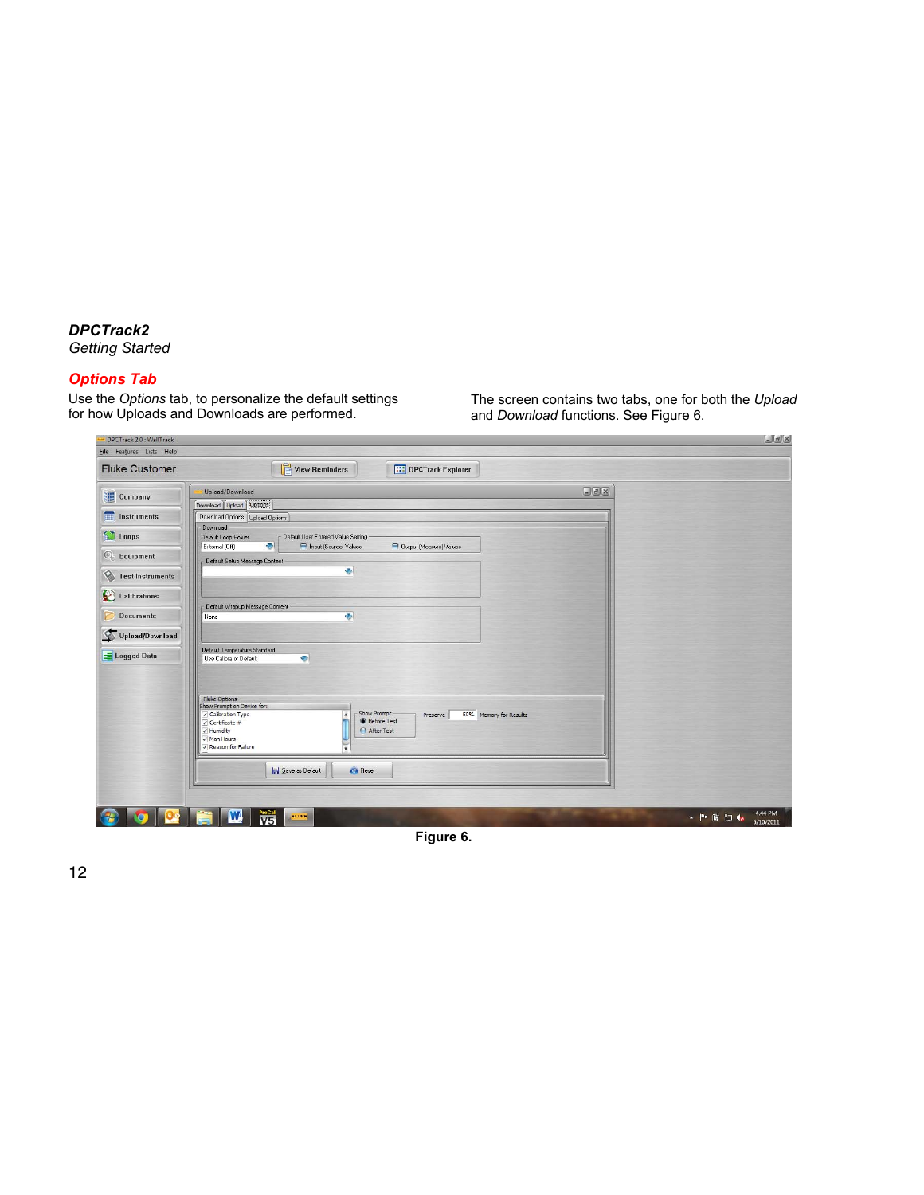## Options Tab

Use the *Options* tab, to personalize the default settings for how Uploads and Downloads are performed.

The screen contains two tabs, one for both the *Upload* and *Download* functions. See Figure 6.

**Figure 6.**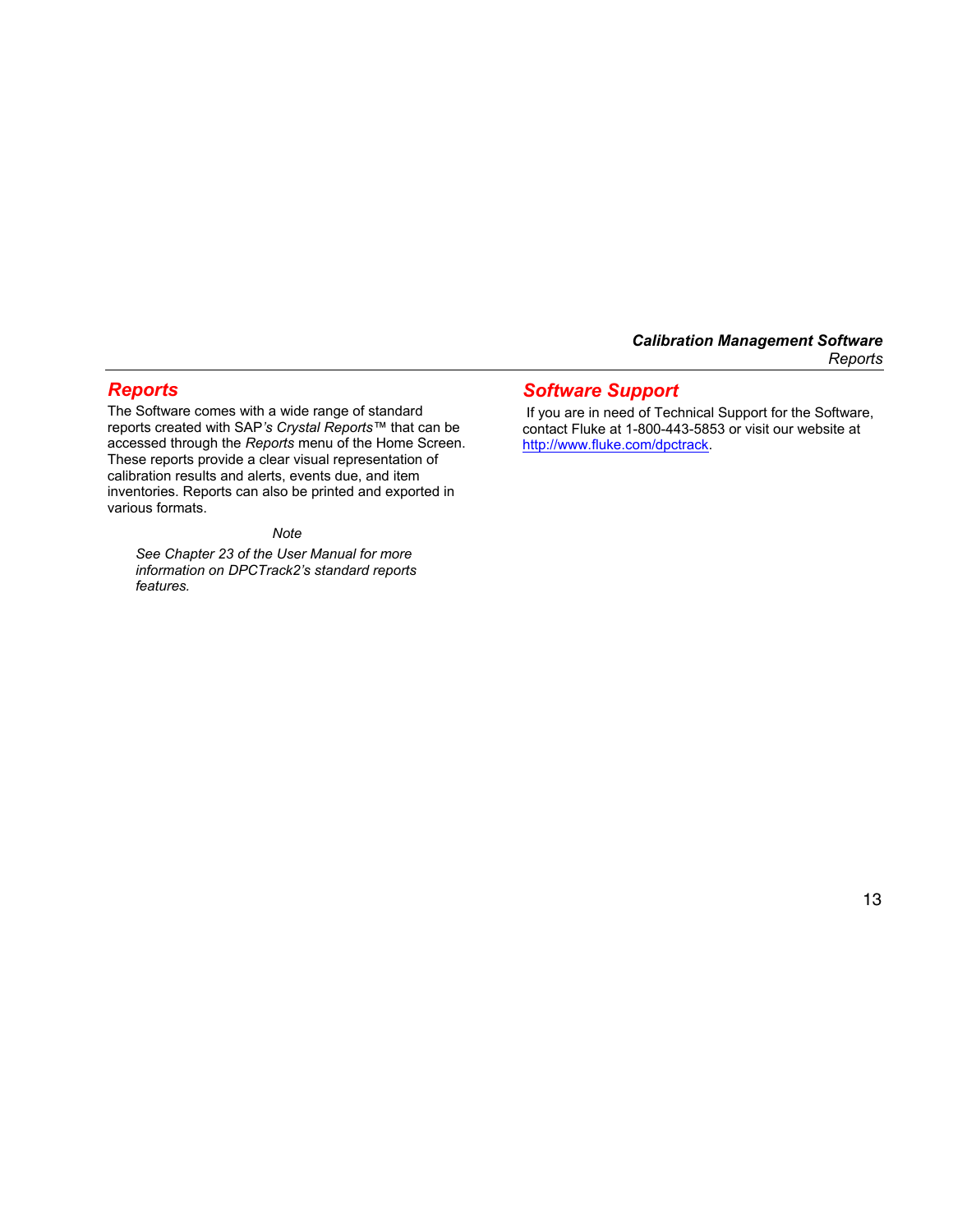## Reports

The Software comes with a wide range of standard reports created with SAP*’s Crystal Reports*™ that can be accessed through the *Reports* menu of the Home Screen. These reports provide a clear visual representation of calibration results and alerts, events due, and item inventories. Reports can also be printed and exported in various formats.

*Note*

*See Chapter 23 of the User Manual for more information on DPCTrack2’s standard reports features.*

## Software Support

If you are in need of Technical Support for the Software, contact Fluke at 1-800-443-5853 or visit our website at http://www.fluke.com/dpctrack.